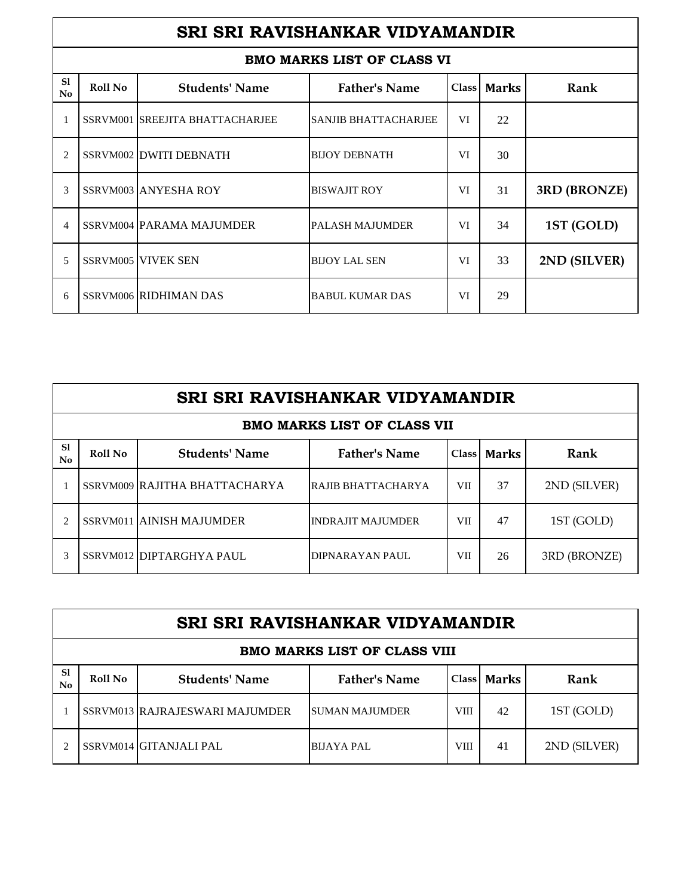# SRI SRI RAVISHANKAR VIDYAMANDIR

## BMO MARKS LIST OF CLASS VI

| Sl No | Roll No | Students' Name | Father's Name | Class | Marks | Rank |
|---|---|---|---|---|---|---|
| 1 | SSRVM001 | SREEJITA BHATTACHARJEE | SANJIB BHATTACHARJEE | VI | 22 | |
| 2 | SSRVM002 | DWITI DEBNATH | BIJOY DEBNATH | VI | 30 | |
| 3 | SSRVM003 | ANYESHA ROY | BISWAJIT ROY | VI | 31 | **3RD (BRONZE)** |
| 4 | SSRVM004 | PARAMA MAJUMDER | PALASH MAJUMDER | VI | 34 | **1ST (GOLD)** |
| 5 | SSRVM005 | VIVEK SEN | BIJOY LAL SEN | VI | 33 | **2ND (SILVER)** |
| 6 | SSRVM006 | RIDHIMAN DAS | BABUL KUMAR DAS | VI | 29 | |

# SRI SRI RAVISHANKAR VIDYAMANDIR

## BMO MARKS LIST OF CLASS VII

| Sl No | Roll No | Students' Name | Father's Name | Class | Marks | Rank |
|---|---|---|---|---|---|---|
| 1 | SSRVM009 | RAJITHA BHATTACHARYA | RAJIB BHATTACHARYA | VII | 37 | 2ND (SILVER) |
| 2 | SSRVM011 | AINISH MAJUMDER | INDRAJIT MAJUMDER | VII | 47 | 1ST (GOLD) |
| 3 | SSRVM012 | DIPTARGHYA PAUL | DIPNARAYAN PAUL | VII | 26 | 3RD (BRONZE) |

# SRI SRI RAVISHANKAR VIDYAMANDIR

## BMO MARKS LIST OF CLASS VIII

| Sl No | Roll No | Students' Name | Father's Name | Class | Marks | Rank |
|---|---|---|---|---|---|---|
| 1 | SSRVM013 | RAJRAJESWARI MAJUMDER | SUMAN MAJUMDER | VIII | 42 | 1ST (GOLD) |
| 2 | SSRVM014 | GITANJALI PAL | BIJAYA PAL | VIII | 41 | 2ND (SILVER) |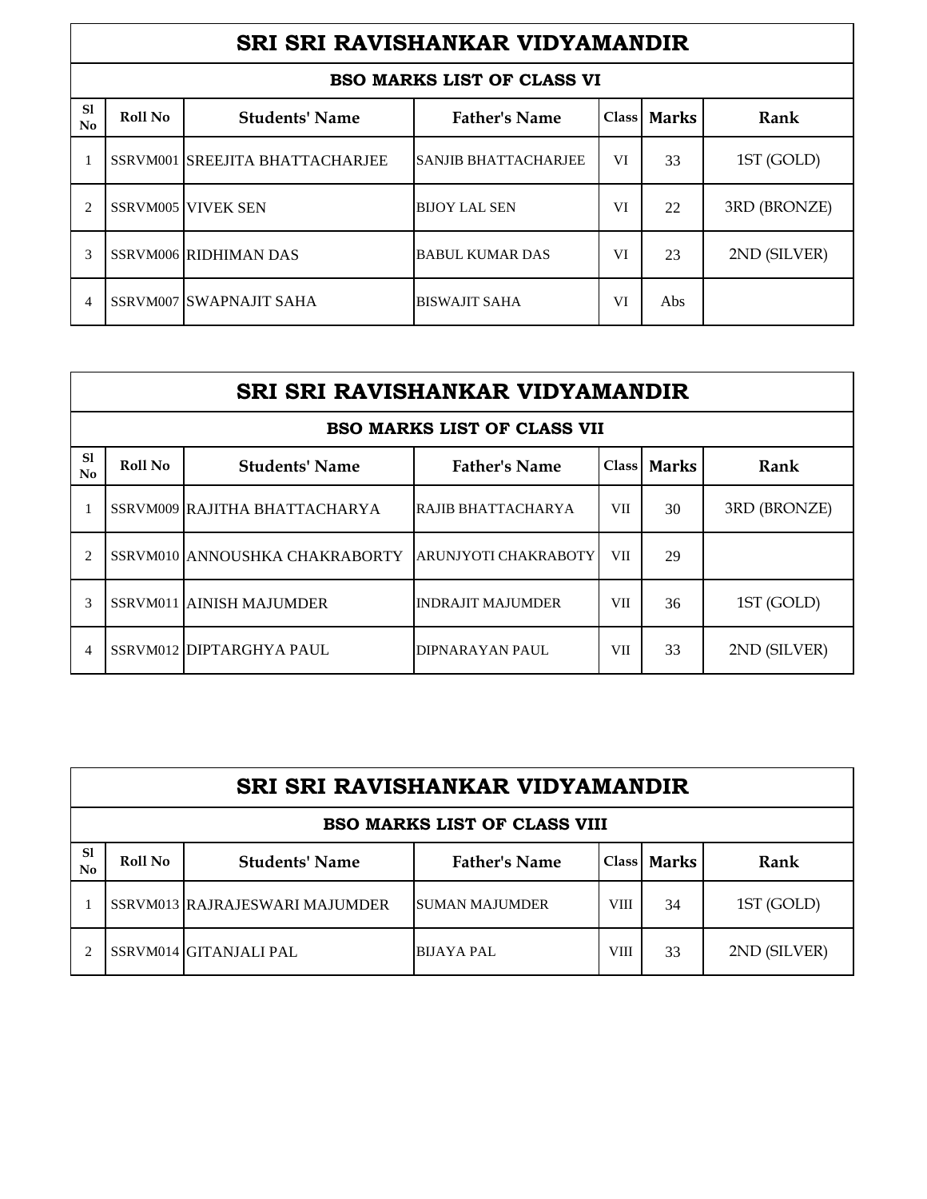# SRI SRI RAVISHANKAR VIDYAMANDIR

## BSO MARKS LIST OF CLASS VI

| Sl No | Roll No | Students' Name | Father's Name | Class | Marks | Rank |
|---|---|---|---|---|---|---|
| 1 | SSRVM001 | SREEJITA BHATTACHARJEE | SANJIB BHATTACHARJEE | VI | 33 | 1ST (GOLD) |
| 2 | SSRVM005 | VIVEK SEN | BIJOY LAL SEN | VI | 22 | 3RD (BRONZE) |
| 3 | SSRVM006 | RIDHIMAN DAS | BABUL KUMAR DAS | VI | 23 | 2ND (SILVER) |
| 4 | SSRVM007 | SWAPNAJIT SAHA | BISWAJIT SAHA | VI | Abs | |

# SRI SRI RAVISHANKAR VIDYAMANDIR

## BSO MARKS LIST OF CLASS VII

| Sl No | Roll No | Students' Name | Father's Name | Class | Marks | Rank |
|---|---|---|---|---|---|---|
| 1 | SSRVM009 | RAJITHA BHATTACHARYA | RAJIB BHATTACHARYA | VII | 30 | 3RD (BRONZE) |
| 2 | SSRVM010 | ANNOUSHKA CHAKRABORTY | ARUNJYOTI CHAKRABOTY | VII | 29 | |
| 3 | SSRVM011 | AINISH MAJUMDER | INDRAJIT MAJUMDER | VII | 36 | 1ST (GOLD) |
| 4 | SSRVM012 | DIPTARGHYA PAUL | DIPNARAYAN PAUL | VII | 33 | 2ND (SILVER) |

# SRI SRI RAVISHANKAR VIDYAMANDIR

## BSO MARKS LIST OF CLASS VIII

| Sl No | Roll No | Students' Name | Father's Name | Class | Marks | Rank |
|---|---|---|---|---|---|---|
| 1 | SSRVM013 | RAJRAJESWARI MAJUMDER | SUMAN MAJUMDER | VIII | 34 | 1ST (GOLD) |
| 2 | SSRVM014 | GITANJALI PAL | BIJAYA PAL | VIII | 33 | 2ND (SILVER) |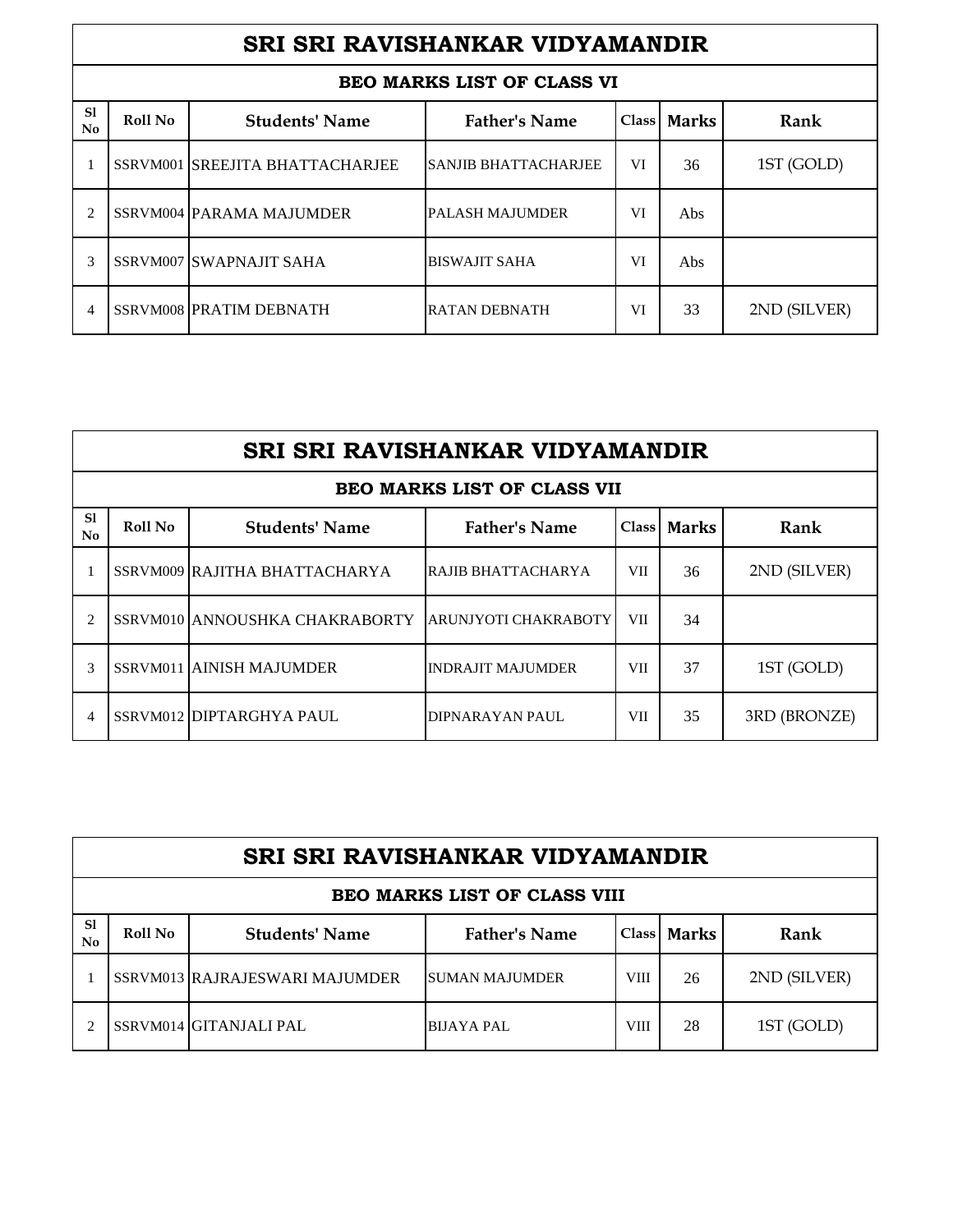## SRI SRI RAVISHANKAR VIDYAMANDIR

### BEO MARKS LIST OF CLASS VI

| Sl No | Roll No | Students' Name | Father's Name | Class | Marks | Rank |
|---|---|---|---|---|---|---|
| 1 | SSRVM001 | SREEJITA BHATTACHARJEE | SANJIB BHATTACHARJEE | VI | 36 | 1ST (GOLD) |
| 2 | SSRVM004 | PARAMA MAJUMDER | PALASH MAJUMDER | VI | Abs | |
| 3 | SSRVM007 | SWAPNAJIT SAHA | BISWAJIT SAHA | VI | Abs | |
| 4 | SSRVM008 | PRATIM DEBNATH | RATAN DEBNATH | VI | 33 | 2ND (SILVER) |

## SRI SRI RAVISHANKAR VIDYAMANDIR

### BEO MARKS LIST OF CLASS VII

| Sl No | Roll No | Students' Name | Father's Name | Class | Marks | Rank |
|---|---|---|---|---|---|---|
| 1 | SSRVM009 | RAJITHA BHATTACHARYA | RAJIB BHATTACHARYA | VII | 36 | 2ND (SILVER) |
| 2 | SSRVM010 | ANNOUSHKA CHAKRABORTY | ARUNJYOTI CHAKRABOTY | VII | 34 | |
| 3 | SSRVM011 | AINISH MAJUMDER | INDRAJIT MAJUMDER | VII | 37 | 1ST (GOLD) |
| 4 | SSRVM012 | DIPTARGHYA PAUL | DIPNARAYAN PAUL | VII | 35 | 3RD (BRONZE) |

## SRI SRI RAVISHANKAR VIDYAMANDIR

### BEO MARKS LIST OF CLASS VIII

| Sl No | Roll No | Students' Name | Father's Name | Class | Marks | Rank |
|---|---|---|---|---|---|---|
| 1 | SSRVM013 | RAJRAJESWARI MAJUMDER | SUMAN MAJUMDER | VIII | 26 | 2ND (SILVER) |
| 2 | SSRVM014 | GITANJALI PAL | BIJAYA PAL | VIII | 28 | 1ST (GOLD) |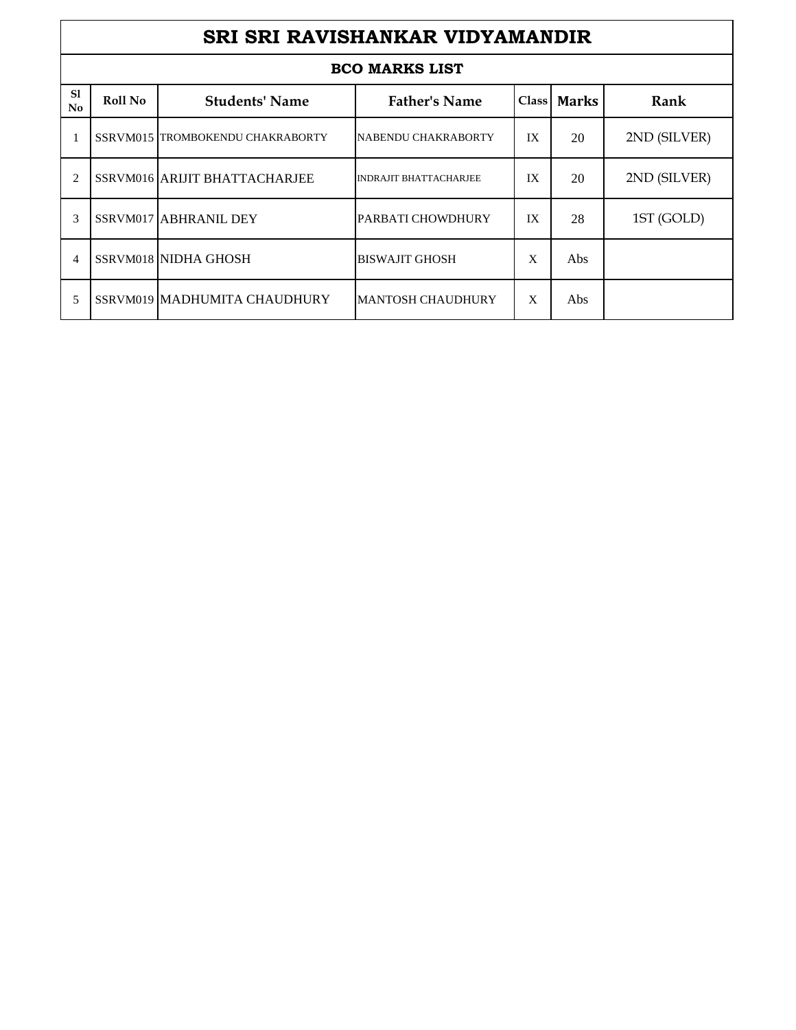# SRI SRI RAVISHANKAR VIDYAMANDIR

## BCO MARKS LIST

| Sl No | Roll No | Students' Name | Father's Name | Class | Marks | Rank |
|---|---|---|---|---|---|---|
| 1 | SSRVM015 | TROMBOKENDU CHAKRABORTY | NABENDU CHAKRABORTY | IX | 20 | 2ND (SILVER) |
| 2 | SSRVM016 | ARIJIT BHATTACHARJEE | INDRAJIT BHATTACHARJEE | IX | 20 | 2ND (SILVER) |
| 3 | SSRVM017 | ABHRANIL DEY | PARBATI CHOWDHURY | IX | 28 | 1ST (GOLD) |
| 4 | SSRVM018 | NIDHA GHOSH | BISWAJIT GHOSH | X | Abs | |
| 5 | SSRVM019 | MADHUMITA CHAUDHURY | MANTOSH CHAUDHURY | X | Abs | |